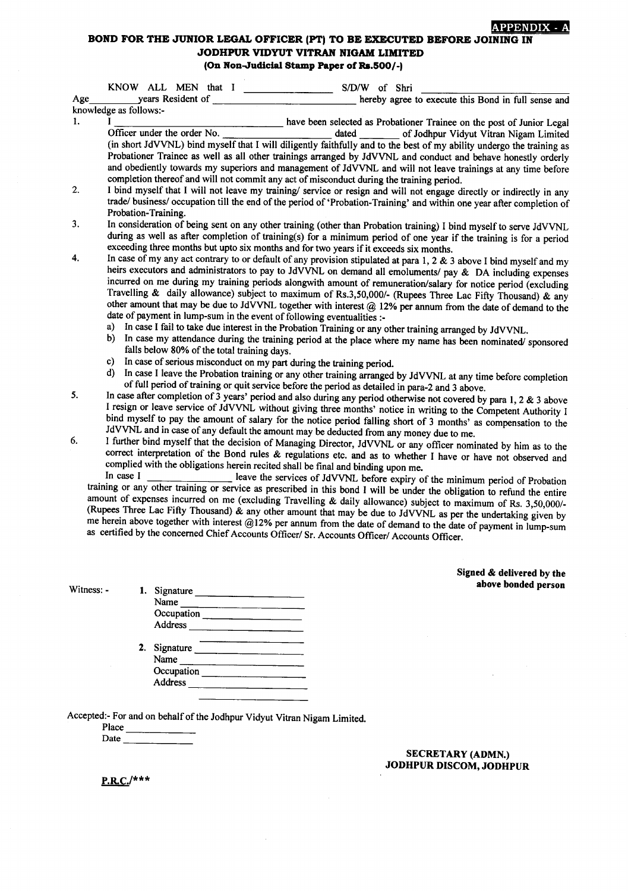**APPENDIX - A**

## BOND FOR THE JUNIOR LEGAL OFFICER (PT) TO BE EXECUTED BEFORE JOINING IN JODHPUR VIDYUT VITRAN NIGAM LIMITED

**(On Non-Judicial Stamp Paper of Rs.500/-)**

KNOW ALL MEN that I \_\_\_\_\_\_\_\_\_\_\_\_\_\_\_\_ S/D/W of Shri \_\_\_\_\_\_\_\_\_\_\_\_\_\_\_\_\_\_\_\_\_\_\_\_ Age\_\_\_\_\_\_\_\_\_years Resident of \_\_\_\_\_\_\_\_\_\_\_\_\_\_\_\_\_\_\_\_\_\_\_\_\_\_\_\_ hereby agree to execute this Bond in full sense and knowledge as follows:-

1. I \_\_\_\_\_\_\_\_\_\_\_\_\_\_\_\_\_\_\_\_\_\_\_\_\_\_\_\_\_\_\_\_ have been selected as Probationer Trainee on the post of Junior Legal Officer under the order No. \_\_\_\_\_\_\_\_\_\_\_\_\_\_\_\_\_\_\_\_ dated \_\_\_\_\_\_\_\_ of Jodhpur Vidyut Vitran Nigam Limited (in short JdVVNL) bind myself that I will diligently faithfully and to the best of my ability undergo the training as Probationer Trainee as well as all other trainings arranged by JdVVNL and conduct and behave honestly orderly and obediently towards my superiors and management of JdVVNL and will not leave trainings at any time before completion thereof and will not commit any act of misconduct during the training period.
2. I bind myself that I will not leave my training/ service or resign and will not engage directly or indirectly in any trade/ business/ occupation till the end of the period of 'Probation-Training' and within one year after completion of Probation-Training.
3. In consideration of being sent on any other training (other than Probation training) I bind myself to serve JdVVNL during as well as after completion of training(s) for a minimum period of one year if the training is for a period exceeding three months but upto six months and for two years if it exceeds six months.
4. In case of my any act contrary to or default of any provision stipulated at para 1, 2 & 3 above I bind myself and my heirs executors and administrators to pay to JdVVNL on demand all emoluments/ pay & DA including expenses incurred on me during my training periods alongwith amount of remuneration/salary for notice period (excluding Travelling & daily allowance) subject to maximum of Rs.3,50,000/- (Rupees Three Lac Fifty Thousand) & any other amount that may be due to JdVVNL together with interest @ 12% per annum from the date of demand to the date of payment in lump-sum in the event of following eventualities :-
   a) In case I fail to take due interest in the Probation Training or any other training arranged by JdVVNL.
   b) In case my attendance during the training period at the place where my name has been nominated/ sponsored falls below 80% of the total training days.
   c) In case of serious misconduct on my part during the training period.
   d) In case I leave the Probation training or any other training arranged by JdVVNL at any time before completion of full period of training or quit service before the period as detailed in para-2 and 3 above.
5. In case after completion of 3 years' period and also during any period otherwise not covered by para 1, 2 & 3 above I resign or leave service of JdVVNL without giving three months' notice in writing to the Competent Authority I bind myself to pay the amount of salary for the notice period falling short of 3 months' as compensation to the JdVVNL and in case of any default the amount may be deducted from any money due to me.
6. I further bind myself that the decision of Managing Director, JdVVNL or any officer nominated by him as to the correct interpretation of the Bond rules & regulations etc. and as to whether I have or have not observed and complied with the obligations herein recited shall be final and binding upon me.

In case I \_\_\_\_\_\_\_\_\_\_\_\_\_\_\_\_ leave the services of JdVVNL before expiry of the minimum period of Probation training or any other training or service as prescribed in this bond I will be under the obligation to refund the entire amount of expenses incurred on me (excluding Travelling & daily allowance) subject to maximum of Rs. 3,50,000/- (Rupees Three Lac Fifty Thousand) & any other amount that may be due to JdVVNL as per the undertaking given by me herein above together with interest @12% per annum from the date of demand to the date of payment in lump-sum as certified by the concerned Chief Accounts Officer/ Sr. Accounts Officer/ Accounts Officer.

**Signed & delivered by the above bonded person**

Witness: -

1. Signature \_\_\_\_\_\_\_\_\_\_\_\_\_\_\_\_\_\_
   Name \_\_\_\_\_\_\_\_\_\_\_\_\_\_\_\_\_\_
   Occupation \_\_\_\_\_\_\_\_\_\_\_\_\_\_\_\_\_\_
   Address \_\_\_\_\_\_\_\_\_\_\_\_\_\_\_\_\_\_

2. Signature \_\_\_\_\_\_\_\_\_\_\_\_\_\_\_\_\_\_
   Name \_\_\_\_\_\_\_\_\_\_\_\_\_\_\_\_\_\_
   Occupation \_\_\_\_\_\_\_\_\_\_\_\_\_\_\_\_\_\_
   Address \_\_\_\_\_\_\_\_\_\_\_\_\_\_\_\_\_\_

Accepted:- For and on behalf of the Jodhpur Vidyut Vitran Nigam Limited.

Place \_\_\_\_\_\_\_\_\_\_\_\_

Date \_\_\_\_\_\_\_\_\_\_\_\_

**SECRETARY (ADMN.)**
**JODHPUR DISCOM, JODHPUR**

**P.R.C./\*\*\***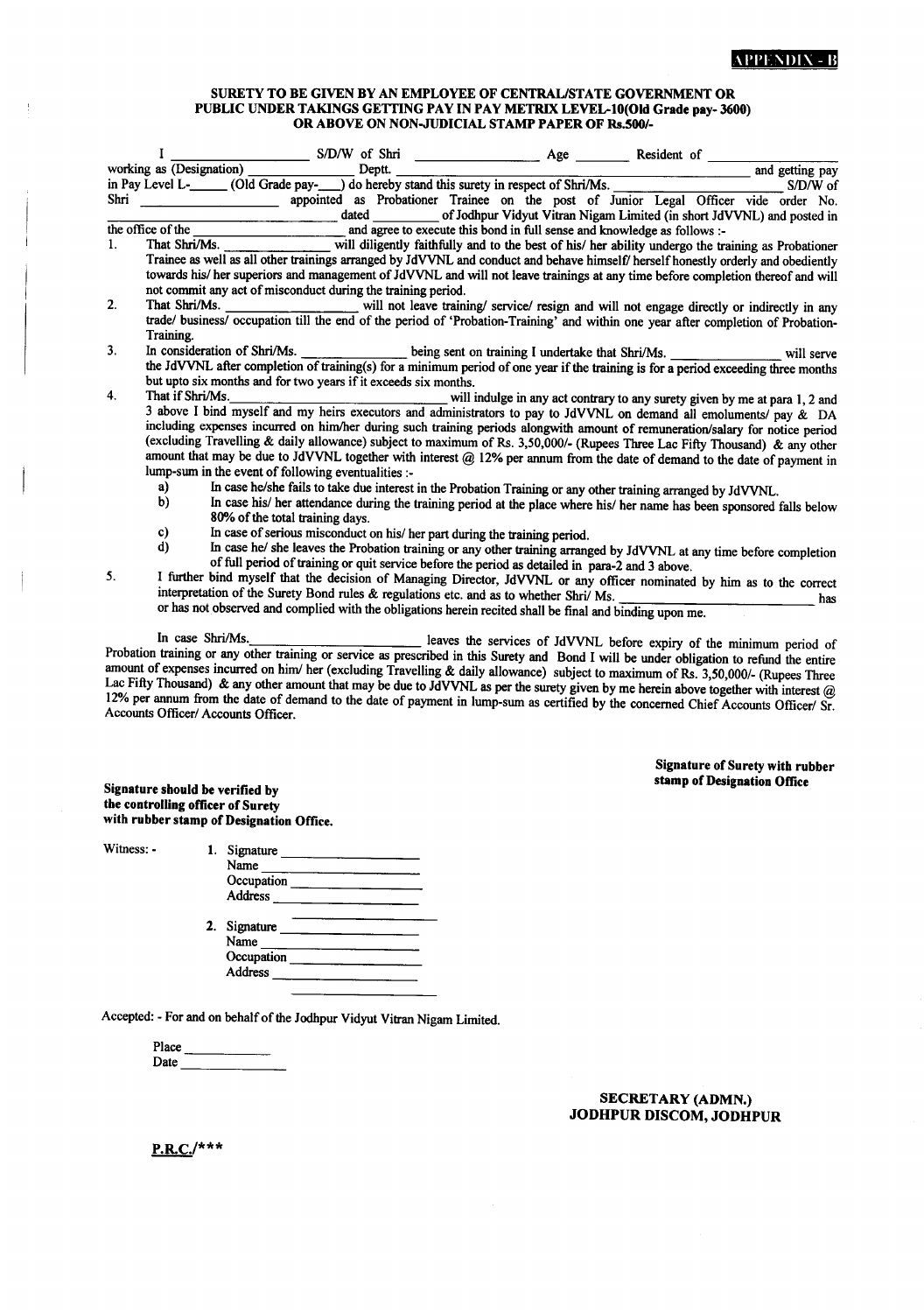**APPENDIX - B**

**SURETY TO BE GIVEN BY AN EMPLOYEE OF CENTRAL/STATE GOVERNMENT OR PUBLIC UNDER TAKINGS GETTING PAY IN PAY METRIX LEVEL-10(Old Grade pay- 3600) OR ABOVE ON NON-JUDICIAL STAMP PAPER OF Rs.500/-**

I ____________ S/D/W of Shri ____________ Age ______ Resident of ____________ working as (Designation) ____________ Deptt. ____________ and getting pay in Pay Level L-______ (Old Grade pay-____) do hereby stand this surety in respect of Shri/Ms. ____________ S/D/W of Shri ____________ appointed as Probationer Trainee on the post of Junior Legal Officer vide order No. ____________ dated ________ of Jodhpur Vidyut Vitran Nigam Limited (in short JdVVNL) and posted in the office of the ____________ and agree to execute this bond in full sense and knowledge as follows :-

1. That Shri/Ms. ____________ will diligently faithfully and to the best of his/ her ability undergo the training as Probationer Trainee as well as all other trainings arranged by JdVVNL and conduct and behave himself/ herself honestly orderly and obediently towards his/ her superiors and management of JdVVNL and will not leave trainings at any time before completion thereof and will not commit any act of misconduct during the training period.
2. That Shri/Ms. ____________ will not leave training/ service/ resign and will not engage directly or indirectly in any trade/ business/ occupation till the end of the period of 'Probation-Training' and within one year after completion of Probation-Training.
3. In consideration of Shri/Ms. ____________ being sent on training I undertake that Shri/Ms. ____________ will serve the JdVVNL after completion of training(s) for a minimum period of one year if the training is for a period exceeding three months but upto six months and for two years if it exceeds six months.
4. That if Shri/Ms. ____________ will indulge in any act contrary to any surety given by me at para 1, 2 and 3 above I bind myself and my heirs executors and administrators to pay to JdVVNL on demand all emoluments/ pay & DA including expenses incurred on him/her during such training periods alongwith amount of remuneration/salary for notice period (excluding Travelling & daily allowance) subject to maximum of Rs. 3,50,000/- (Rupees Three Lac Fifty Thousand) & any other amount that may be due to JdVVNL together with interest @ 12% per annum from the date of demand to the date of payment in lump-sum in the event of following eventualities :-
   a) In case he/she fails to take due interest in the Probation Training or any other training arranged by JdVVNL.
   b) In case his/ her attendance during the training period at the place where his/ her name has been sponsored falls below 80% of the total training days.
   c) In case of serious misconduct on his/ her part during the training period.
   d) In case he/ she leaves the Probation training or any other training arranged by JdVVNL at any time before completion of full period of training or quit service before the period as detailed in para-2 and 3 above.
5. I further bind myself that the decision of Managing Director, JdVVNL or any officer nominated by him as to the correct interpretation of the Surety Bond rules & regulations etc. and as to whether Shri/ Ms. ____________ has or has not observed and complied with the obligations herein recited shall be final and binding upon me.

In case Shri/Ms. ____________ leaves the services of JdVVNL before expiry of the minimum period of Probation training or any other training or service as prescribed in this Surety and Bond I will be under obligation to refund the entire amount of expenses incurred on him/ her (excluding Travelling & daily allowance) subject to maximum of Rs. 3,50,000/- (Rupees Three Lac Fifty Thousand) & any other amount that may be due to JdVVNL as per the surety given by me herein above together with interest @ 12% per annum from the date of demand to the date of payment in lump-sum as certified by the concerned Chief Accounts Officer/ Sr. Accounts Officer/ Accounts Officer.

**Signature of Surety with rubber stamp of Designation Office**

**Signature should be verified by the controlling officer of Surety with rubber stamp of Designation Office.**

Witness: -

1. Signature ____________
   Name ____________
   Occupation ____________
   Address ____________
2. Signature ____________
   Name ____________
   Occupation ____________
   Address ____________

Accepted: - For and on behalf of the Jodhpur Vidyut Vitran Nigam Limited.

Place ____________
Date ____________

**SECRETARY (ADMN.)**
**JODHPUR DISCOM, JODHPUR**

**P.R.C./*****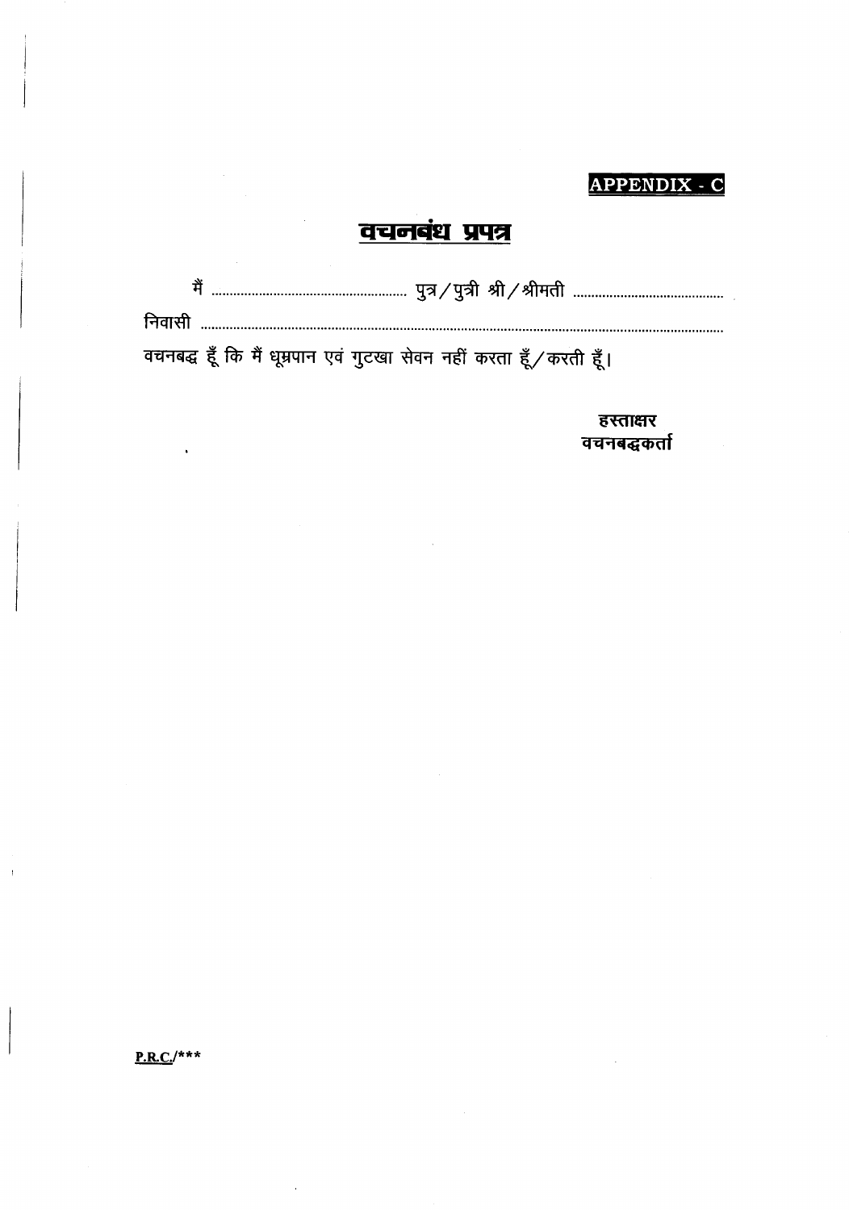**APPENDIX - C**

# वचनबंध प्रपत्र

मैं ............................................ पुत्र/पुत्री श्री/श्रीमती ....................................

निवासी ..........................................................................................................

वचनबद्ध हूँ कि मैं धूम्रपान एवं गुटखा सेवन नहीं करता हूँ/करती हूँ।

हस्ताक्षर
वचनबद्धकर्ता

P.R.C./***